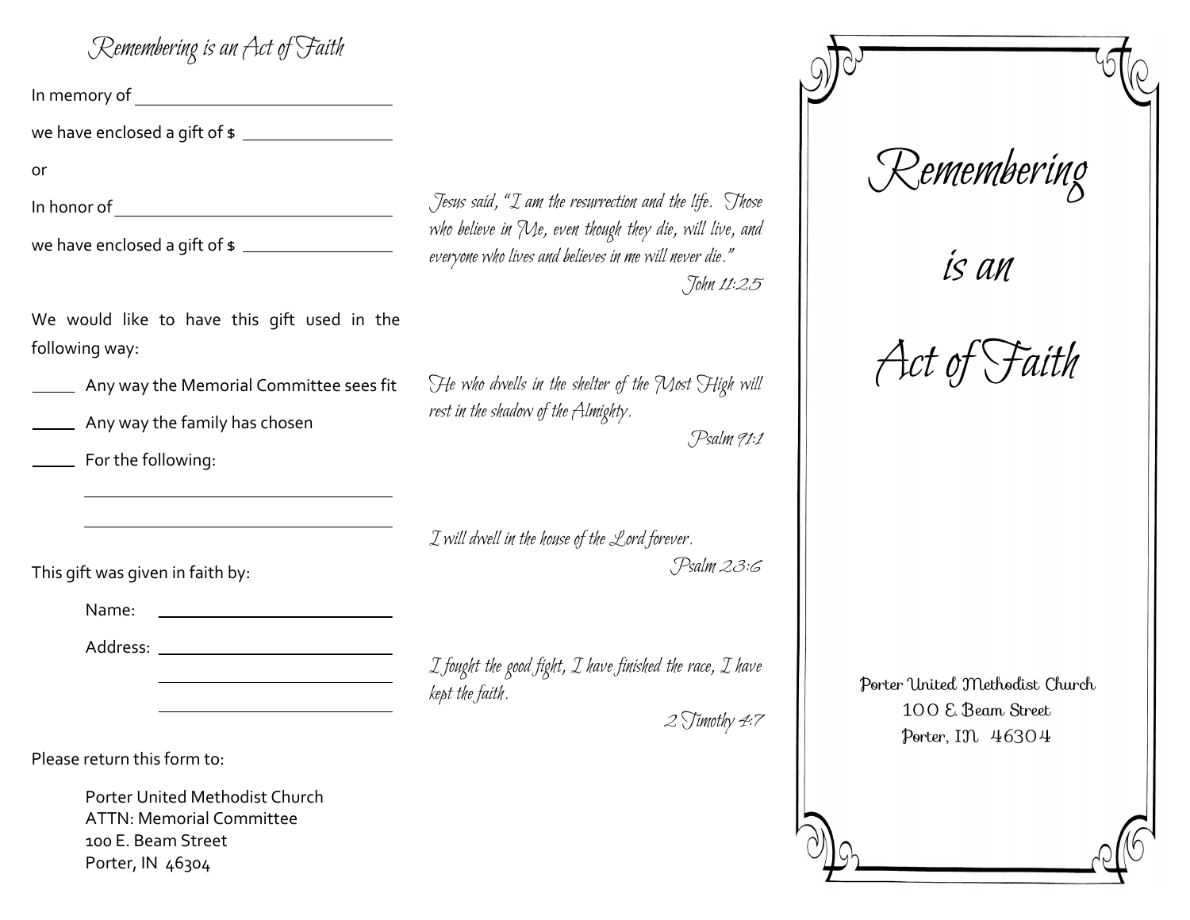## Remembering is an Act of Faith

In memory of \_\_\_\_\_\_\_\_\_\_\_\_\_\_\_\_\_\_\_\_\_\_\_\_\_\_\_\_

we have enclosed a gift of $ \_\_\_\_\_\_\_\_\_\_\_\_\_\_\_\_\_\_

or

In honor of \_\_\_\_\_\_\_\_\_\_\_\_\_\_\_\_\_\_\_\_\_\_\_\_\_\_\_\_\_\_

we have enclosed a gift of $ \_\_\_\_\_\_\_\_\_\_\_\_\_\_\_\_\_\_

We would like to have this gift used in the following way:

\_\_\_\_\_ Any way the Memorial Committee sees fit

\_\_\_\_\_ Any way the family has chosen

\_\_\_\_\_ For the following:

\_\_\_\_\_\_\_\_\_\_\_\_\_\_\_\_\_\_\_\_\_\_\_\_\_\_\_\_\_\_\_\_\_\_\_\_

\_\_\_\_\_\_\_\_\_\_\_\_\_\_\_\_\_\_\_\_\_\_\_\_\_\_\_\_\_\_\_\_\_\_\_\_

This gift was given in faith by:

Name: \_\_\_\_\_\_\_\_\_\_\_\_\_\_\_\_\_\_\_\_\_\_\_\_\_\_\_\_

Address: \_\_\_\_\_\_\_\_\_\_\_\_\_\_\_\_\_\_\_\_\_\_\_\_\_\_\_\_

\_\_\_\_\_\_\_\_\_\_\_\_\_\_\_\_\_\_\_\_\_\_\_\_\_\_\_\_

\_\_\_\_\_\_\_\_\_\_\_\_\_\_\_\_\_\_\_\_\_\_\_\_\_\_\_\_

Please return this form to:

Porter United Methodist Church
ATTN: Memorial Committee
100 E. Beam Street
Porter, IN 46304

*Jesus said, "I am the resurrection and the life. Those who believe in Me, even though they die, will live, and everyone who lives and believes in me will never die."*
*John 11:25*

*He who dwells in the shelter of the Most High will rest in the shadow of the Almighty.*
*Psalm 91:1*

*I will dwell in the house of the Lord forever.*
*Psalm 23:6*

*I fought the good fight, I have finished the race, I have kept the faith.*
*2 Timothy 4:7*

# Remembering is an Act of Faith

Porter United Methodist Church
100 E. Beam Street
Porter, IN 46304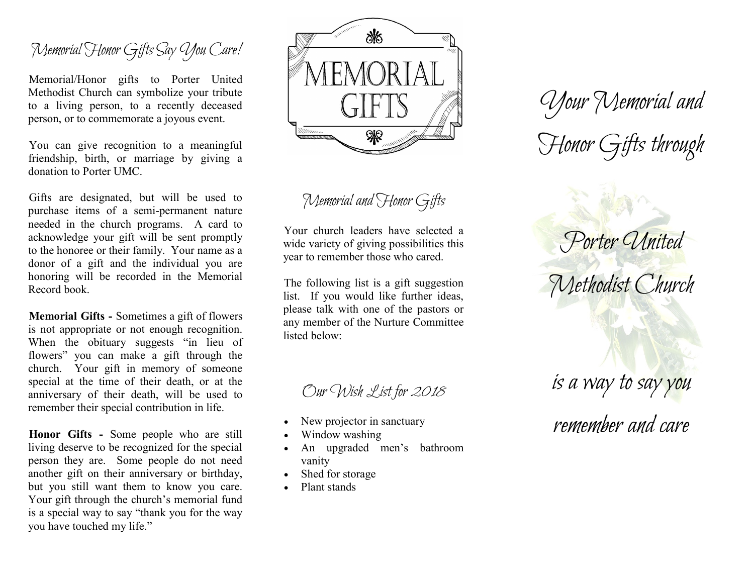## Memorial Honor Gifts Say You Care!

Memorial/Honor gifts to Porter United Methodist Church can symbolize your tribute to a living person, to a recently deceased person, or to commemorate a joyous event.

You can give recognition to a meaningful friendship, birth, or marriage by giving a donation to Porter UMC.

Gifts are designated, but will be used to purchase items of a semi-permanent nature needed in the church programs. A card to acknowledge your gift will be sent promptly to the honoree or their family. Your name as a donor of a gift and the individual you are honoring will be recorded in the Memorial Record book.

**Memorial Gifts -** Sometimes a gift of flowers is not appropriate or not enough recognition. When the obituary suggests "in lieu of flowers" you can make a gift through the church. Your gift in memory of someone special at the time of their death, or at the anniversary of their death, will be used to remember their special contribution in life.

**Honor Gifts -** Some people who are still living deserve to be recognized for the special person they are. Some people do not need another gift on their anniversary or birthday, but you still want them to know you care. Your gift through the church's memorial fund is a special way to say "thank you for the way you have touched my life."

# MEMORIAL GIFTS

## Memorial and Honor Gifts

Your church leaders have selected a wide variety of giving possibilities this year to remember those who cared.

The following list is a gift suggestion list. If you would like further ideas, please talk with one of the pastors or any member of the Nurture Committee listed below:

## Our Wish List for 2018

- New projector in sanctuary
- Window washing
- An upgraded men's bathroom vanity
- Shed for storage
- Plant stands

# Your Memorial and Honor Gifts through

# Porter United Methodist Church

## is a way to say you remember and care